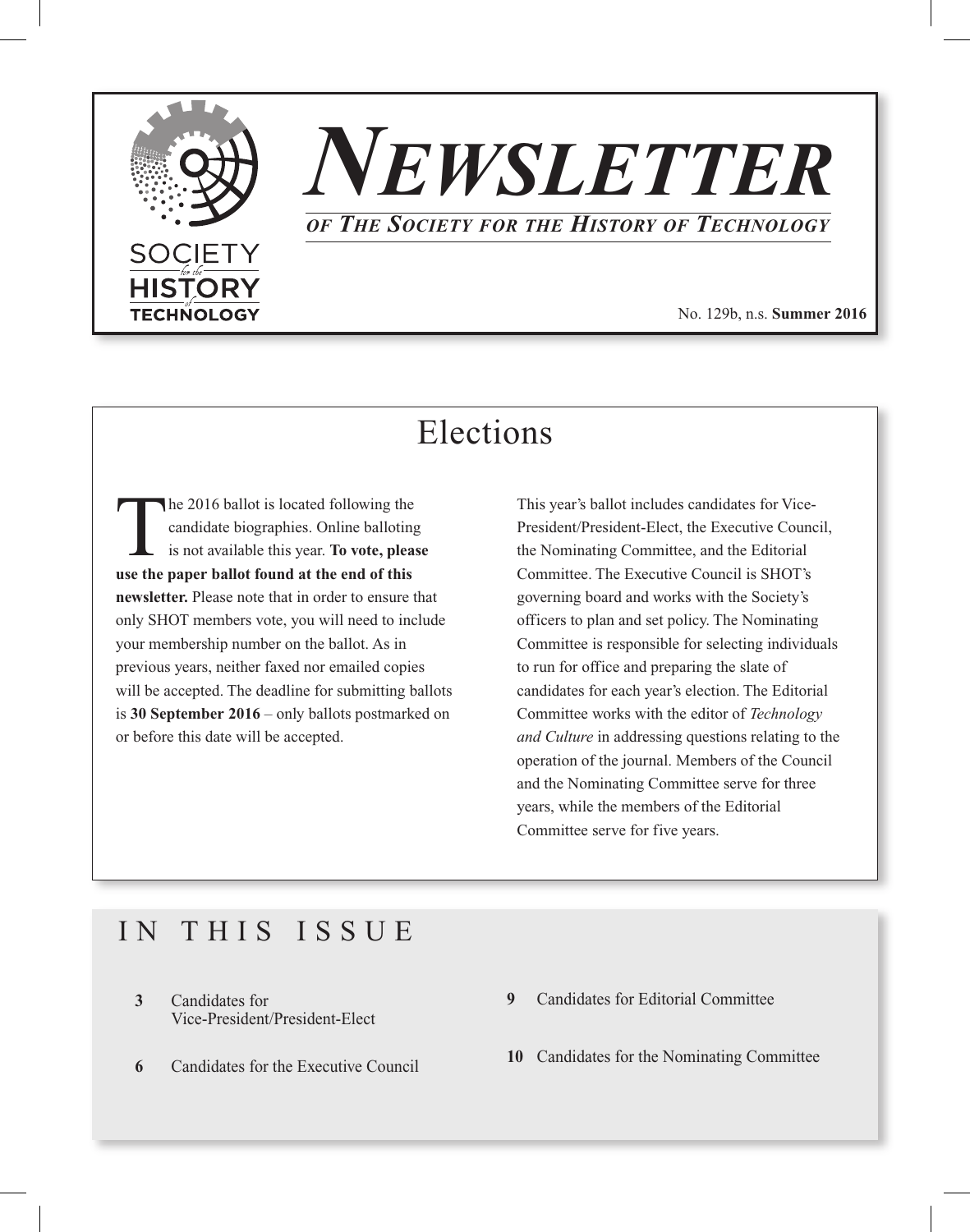# *NEWSLETTER*

***OF THE SOCIETY FOR THE HISTORY OF TECHNOLOGY***

SOCIETY *for the* HISTORY *of* TECHNOLOGY

No. 129b, n.s. **Summer 2016**

## Elections

The 2016 ballot is located following the candidate biographies. Online balloting is not available this year. **To vote, please use the paper ballot found at the end of this newsletter.** Please note that in order to ensure that only SHOT members vote, you will need to include your membership number on the ballot. As in previous years, neither faxed nor emailed copies will be accepted. The deadline for submitting ballots is **30 September 2016** – only ballots postmarked on or before this date will be accepted.

This year's ballot includes candidates for Vice-President/President-Elect, the Executive Council, the Nominating Committee, and the Editorial Committee. The Executive Council is SHOT's governing board and works with the Society's officers to plan and set policy. The Nominating Committee is responsible for selecting individuals to run for office and preparing the slate of candidates for each year's election. The Editorial Committee works with the editor of *Technology and Culture* in addressing questions relating to the operation of the journal. Members of the Council and the Nominating Committee serve for three years, while the members of the Editorial Committee serve for five years.

## IN THIS ISSUE

**3** Candidates for Vice-President/President-Elect

**6** Candidates for the Executive Council

**9** Candidates for Editorial Committee

**10** Candidates for the Nominating Committee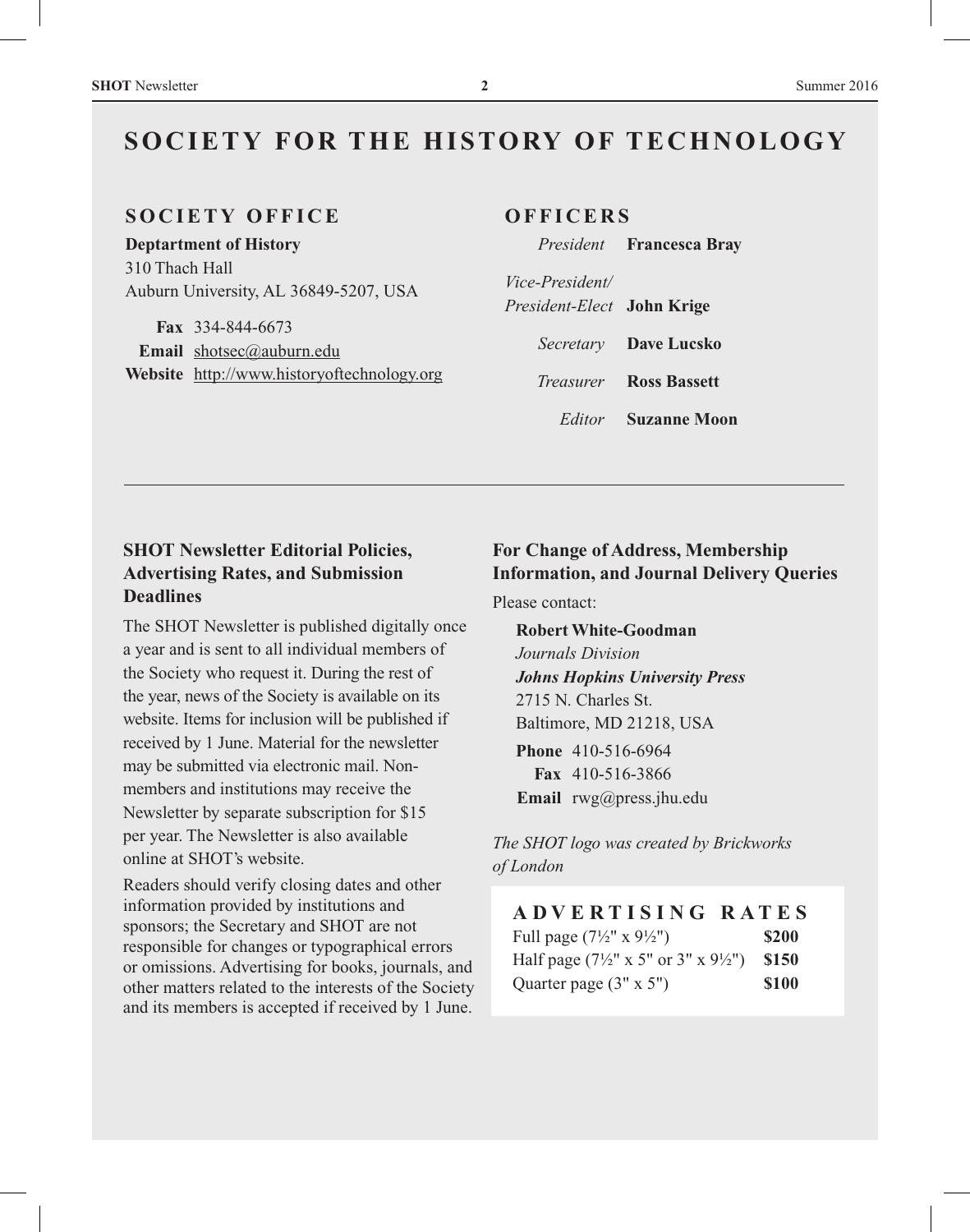# SOCIETY FOR THE HISTORY OF TECHNOLOGY

## SOCIETY OFFICE

**Deptartment of History**
310 Thach Hall
Auburn University, AL 36849-5207, USA

**Fax** 334-844-6673
**Email** shotsec@auburn.edu
**Website** http://www.historyoftechnology.org

## OFFICERS

*President* **Francesca Bray**

*Vice-President/ President-Elect* **John Krige**

*Secretary* **Dave Lucsko**

*Treasurer* **Ross Bassett**

*Editor* **Suzanne Moon**

---

### SHOT Newsletter Editorial Policies, Advertising Rates, and Submission Deadlines

The SHOT Newsletter is published digitally once a year and is sent to all individual members of the Society who request it. During the rest of the year, news of the Society is available on its website. Items for inclusion will be published if received by 1 June. Material for the newsletter may be submitted via electronic mail. Non-members and institutions may receive the Newsletter by separate subscription for $15 per year. The Newsletter is also available online at SHOT's website.

Readers should verify closing dates and other information provided by institutions and sponsors; the Secretary and SHOT are not responsible for changes or typographical errors or omissions. Advertising for books, journals, and other matters related to the interests of the Society and its members is accepted if received by 1 June.

### For Change of Address, Membership Information, and Journal Delivery Queries

Please contact:

**Robert White-Goodman**
*Journals Division*
***Johns Hopkins University Press***
2715 N. Charles St.
Baltimore, MD 21218, USA

**Phone** 410-516-6964
**Fax** 410-516-3866
**Email** rwg@press.jhu.edu

*The SHOT logo was created by Brickworks of London*

### ADVERTISING RATES

| | |
|---|---|
| Full page (7½" x 9½") | **$200** |
| Half page (7½" x 5" or 3" x 9½") | **$150** |
| Quarter page (3" x 5") | **$100** |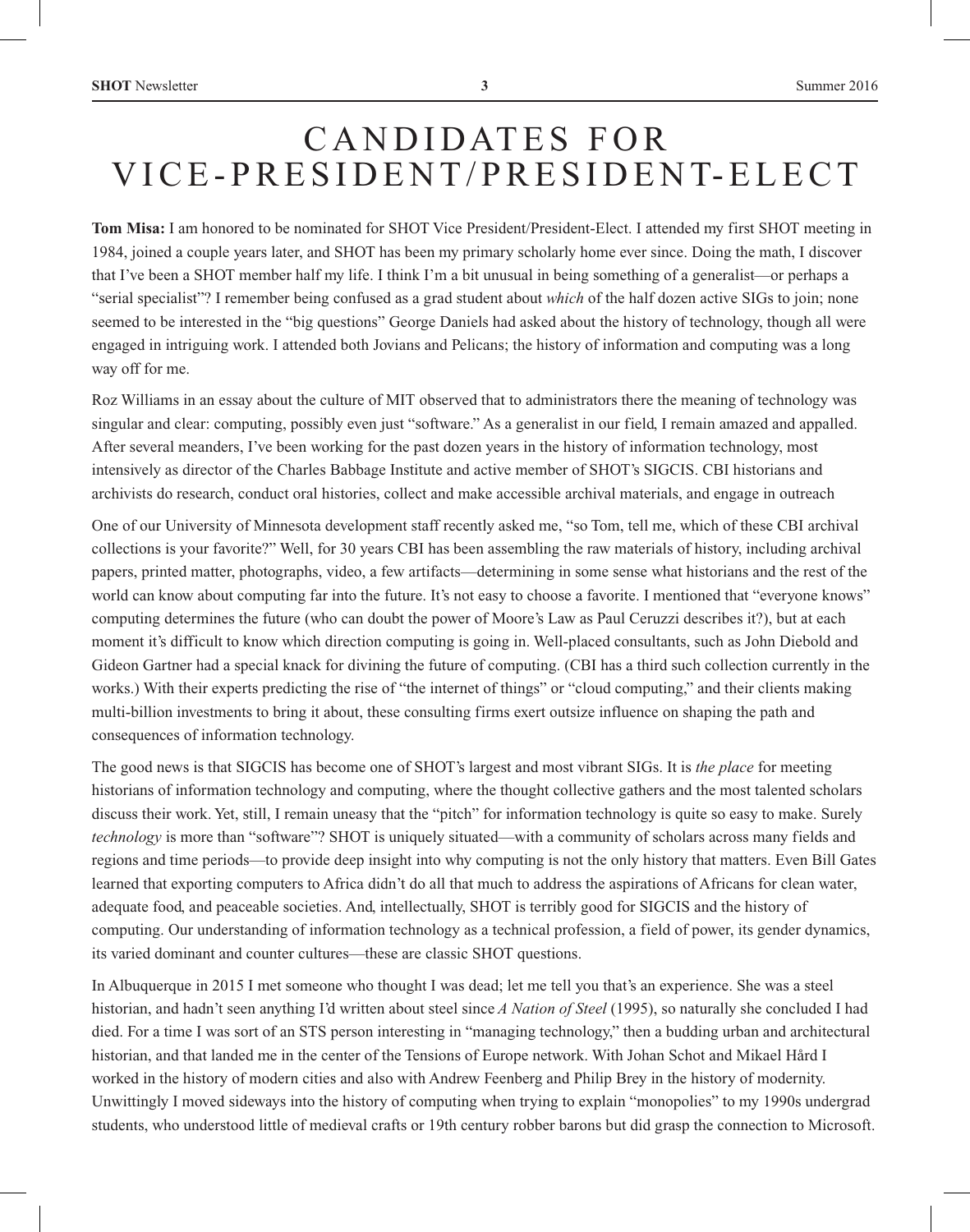# CANDIDATES FOR VICE-PRESIDENT/PRESIDENT-ELECT

**Tom Misa:** I am honored to be nominated for SHOT Vice President/President-Elect. I attended my first SHOT meeting in 1984, joined a couple years later, and SHOT has been my primary scholarly home ever since. Doing the math, I discover that I've been a SHOT member half my life. I think I'm a bit unusual in being something of a generalist—or perhaps a "serial specialist"? I remember being confused as a grad student about *which* of the half dozen active SIGs to join; none seemed to be interested in the "big questions" George Daniels had asked about the history of technology, though all were engaged in intriguing work. I attended both Jovians and Pelicans; the history of information and computing was a long way off for me.

Roz Williams in an essay about the culture of MIT observed that to administrators there the meaning of technology was singular and clear: computing, possibly even just "software." As a generalist in our field, I remain amazed and appalled. After several meanders, I've been working for the past dozen years in the history of information technology, most intensively as director of the Charles Babbage Institute and active member of SHOT's SIGCIS. CBI historians and archivists do research, conduct oral histories, collect and make accessible archival materials, and engage in outreach

One of our University of Minnesota development staff recently asked me, "so Tom, tell me, which of these CBI archival collections is your favorite?" Well, for 30 years CBI has been assembling the raw materials of history, including archival papers, printed matter, photographs, video, a few artifacts—determining in some sense what historians and the rest of the world can know about computing far into the future. It's not easy to choose a favorite. I mentioned that "everyone knows" computing determines the future (who can doubt the power of Moore's Law as Paul Ceruzzi describes it?), but at each moment it's difficult to know which direction computing is going in. Well-placed consultants, such as John Diebold and Gideon Gartner had a special knack for divining the future of computing. (CBI has a third such collection currently in the works.) With their experts predicting the rise of "the internet of things" or "cloud computing," and their clients making multi-billion investments to bring it about, these consulting firms exert outsize influence on shaping the path and consequences of information technology.

The good news is that SIGCIS has become one of SHOT's largest and most vibrant SIGs. It is *the place* for meeting historians of information technology and computing, where the thought collective gathers and the most talented scholars discuss their work. Yet, still, I remain uneasy that the "pitch" for information technology is quite so easy to make. Surely *technology* is more than "software"? SHOT is uniquely situated—with a community of scholars across many fields and regions and time periods—to provide deep insight into why computing is not the only history that matters. Even Bill Gates learned that exporting computers to Africa didn't do all that much to address the aspirations of Africans for clean water, adequate food, and peaceable societies. And, intellectually, SHOT is terribly good for SIGCIS and the history of computing. Our understanding of information technology as a technical profession, a field of power, its gender dynamics, its varied dominant and counter cultures—these are classic SHOT questions.

In Albuquerque in 2015 I met someone who thought I was dead; let me tell you that's an experience. She was a steel historian, and hadn't seen anything I'd written about steel since *A Nation of Steel* (1995), so naturally she concluded I had died. For a time I was sort of an STS person interesting in "managing technology," then a budding urban and architectural historian, and that landed me in the center of the Tensions of Europe network. With Johan Schot and Mikael Hård I worked in the history of modern cities and also with Andrew Feenberg and Philip Brey in the history of modernity. Unwittingly I moved sideways into the history of computing when trying to explain "monopolies" to my 1990s undergrad students, who understood little of medieval crafts or 19th century robber barons but did grasp the connection to Microsoft.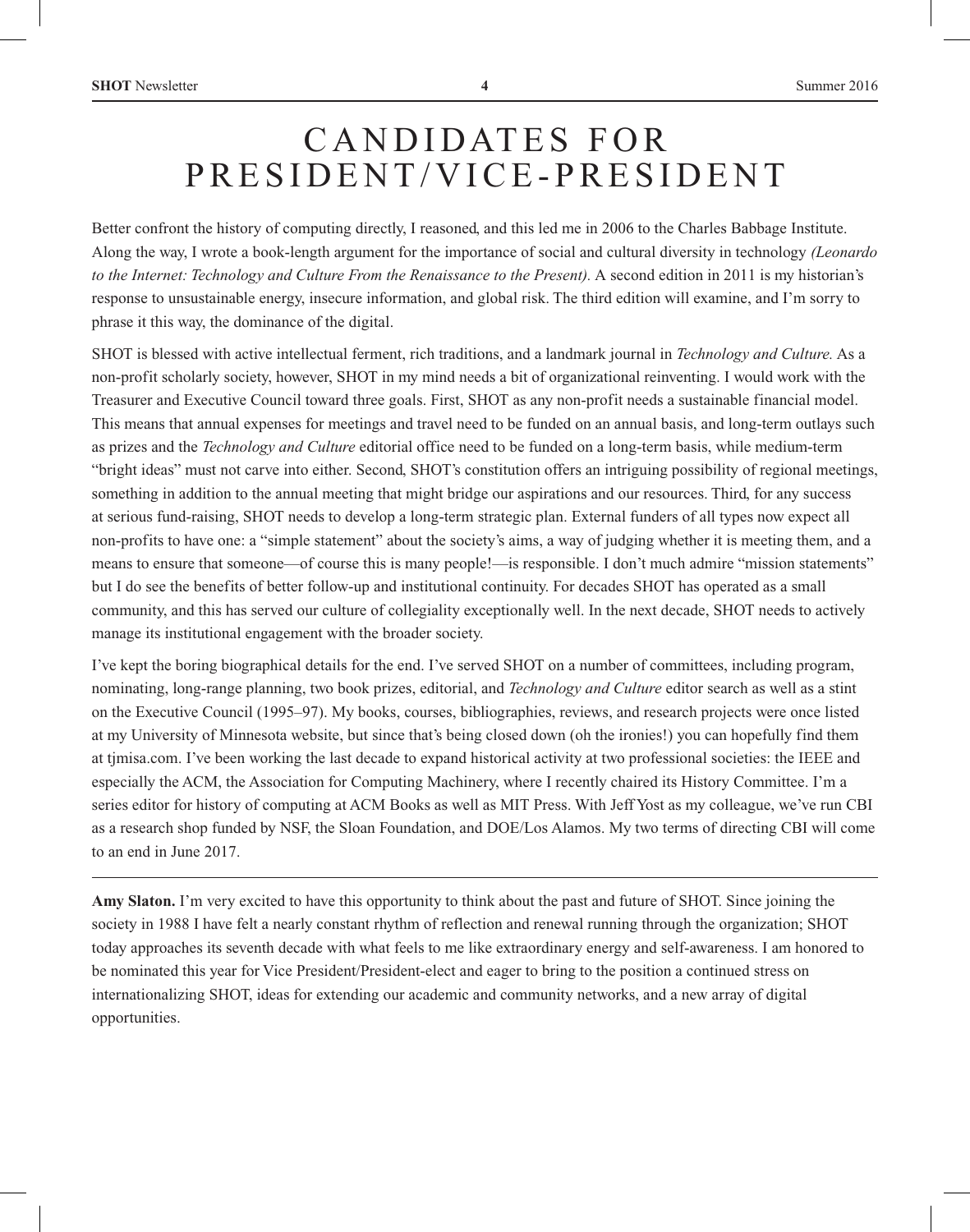# CANDIDATES FOR PRESIDENT/VICE-PRESIDENT

Better confront the history of computing directly, I reasoned, and this led me in 2006 to the Charles Babbage Institute. Along the way, I wrote a book-length argument for the importance of social and cultural diversity in technology *(Leonardo to the Internet: Technology and Culture From the Renaissance to the Present)*. A second edition in 2011 is my historian's response to unsustainable energy, insecure information, and global risk. The third edition will examine, and I'm sorry to phrase it this way, the dominance of the digital.

SHOT is blessed with active intellectual ferment, rich traditions, and a landmark journal in *Technology and Culture.* As a non-profit scholarly society, however, SHOT in my mind needs a bit of organizational reinventing. I would work with the Treasurer and Executive Council toward three goals. First, SHOT as any non-profit needs a sustainable financial model. This means that annual expenses for meetings and travel need to be funded on an annual basis, and long-term outlays such as prizes and the *Technology and Culture* editorial office need to be funded on a long-term basis, while medium-term "bright ideas" must not carve into either. Second, SHOT's constitution offers an intriguing possibility of regional meetings, something in addition to the annual meeting that might bridge our aspirations and our resources. Third, for any success at serious fund-raising, SHOT needs to develop a long-term strategic plan. External funders of all types now expect all non-profits to have one: a "simple statement" about the society's aims, a way of judging whether it is meeting them, and a means to ensure that someone—of course this is many people!—is responsible. I don't much admire "mission statements" but I do see the benefits of better follow-up and institutional continuity. For decades SHOT has operated as a small community, and this has served our culture of collegiality exceptionally well. In the next decade, SHOT needs to actively manage its institutional engagement with the broader society.

I've kept the boring biographical details for the end. I've served SHOT on a number of committees, including program, nominating, long-range planning, two book prizes, editorial, and *Technology and Culture* editor search as well as a stint on the Executive Council (1995–97). My books, courses, bibliographies, reviews, and research projects were once listed at my University of Minnesota website, but since that's being closed down (oh the ironies!) you can hopefully find them at tjmisa.com. I've been working the last decade to expand historical activity at two professional societies: the IEEE and especially the ACM, the Association for Computing Machinery, where I recently chaired its History Committee. I'm a series editor for history of computing at ACM Books as well as MIT Press. With Jeff Yost as my colleague, we've run CBI as a research shop funded by NSF, the Sloan Foundation, and DOE/Los Alamos. My two terms of directing CBI will come to an end in June 2017.

---

**Amy Slaton.** I'm very excited to have this opportunity to think about the past and future of SHOT. Since joining the society in 1988 I have felt a nearly constant rhythm of reflection and renewal running through the organization; SHOT today approaches its seventh decade with what feels to me like extraordinary energy and self-awareness. I am honored to be nominated this year for Vice President/President-elect and eager to bring to the position a continued stress on internationalizing SHOT, ideas for extending our academic and community networks, and a new array of digital opportunities.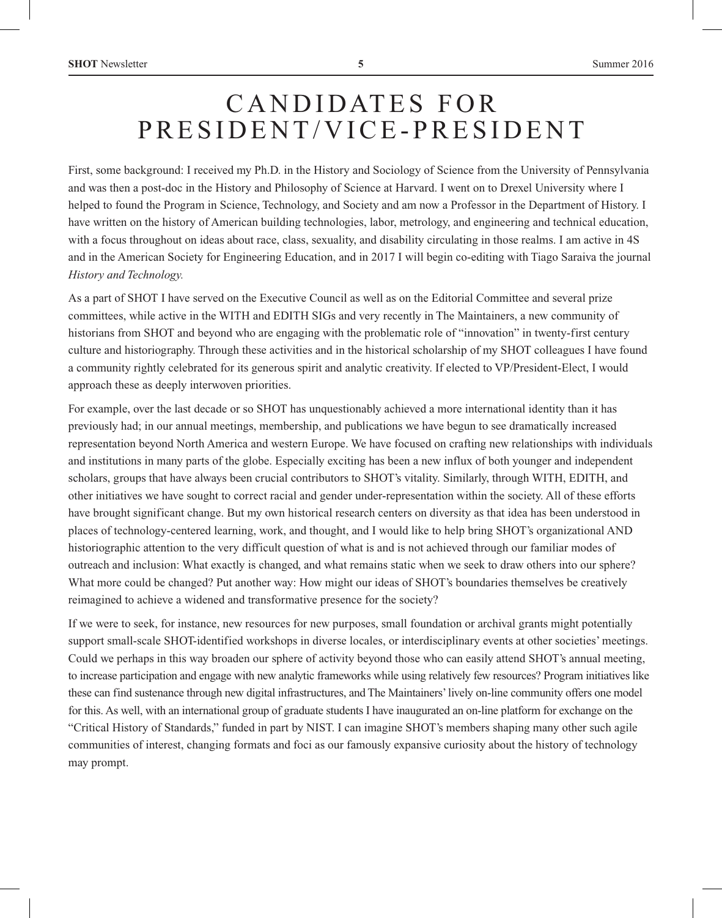# CANDIDATES FOR PRESIDENT/VICE-PRESIDENT

First, some background: I received my Ph.D. in the History and Sociology of Science from the University of Pennsylvania and was then a post-doc in the History and Philosophy of Science at Harvard. I went on to Drexel University where I helped to found the Program in Science, Technology, and Society and am now a Professor in the Department of History. I have written on the history of American building technologies, labor, metrology, and engineering and technical education, with a focus throughout on ideas about race, class, sexuality, and disability circulating in those realms. I am active in 4S and in the American Society for Engineering Education, and in 2017 I will begin co-editing with Tiago Saraiva the journal *History and Technology.*

As a part of SHOT I have served on the Executive Council as well as on the Editorial Committee and several prize committees, while active in the WITH and EDITH SIGs and very recently in The Maintainers, a new community of historians from SHOT and beyond who are engaging with the problematic role of "innovation" in twenty-first century culture and historiography. Through these activities and in the historical scholarship of my SHOT colleagues I have found a community rightly celebrated for its generous spirit and analytic creativity. If elected to VP/President-Elect, I would approach these as deeply interwoven priorities.

For example, over the last decade or so SHOT has unquestionably achieved a more international identity than it has previously had; in our annual meetings, membership, and publications we have begun to see dramatically increased representation beyond North America and western Europe. We have focused on crafting new relationships with individuals and institutions in many parts of the globe. Especially exciting has been a new influx of both younger and independent scholars, groups that have always been crucial contributors to SHOT's vitality. Similarly, through WITH, EDITH, and other initiatives we have sought to correct racial and gender under-representation within the society. All of these efforts have brought significant change. But my own historical research centers on diversity as that idea has been understood in places of technology-centered learning, work, and thought, and I would like to help bring SHOT's organizational AND historiographic attention to the very difficult question of what is and is not achieved through our familiar modes of outreach and inclusion: What exactly is changed, and what remains static when we seek to draw others into our sphere? What more could be changed? Put another way: How might our ideas of SHOT's boundaries themselves be creatively reimagined to achieve a widened and transformative presence for the society?

If we were to seek, for instance, new resources for new purposes, small foundation or archival grants might potentially support small-scale SHOT-identified workshops in diverse locales, or interdisciplinary events at other societies' meetings. Could we perhaps in this way broaden our sphere of activity beyond those who can easily attend SHOT's annual meeting, to increase participation and engage with new analytic frameworks while using relatively few resources? Program initiatives like these can find sustenance through new digital infrastructures, and The Maintainers' lively on-line community offers one model for this. As well, with an international group of graduate students I have inaugurated an on-line platform for exchange on the "Critical History of Standards," funded in part by NIST. I can imagine SHOT's members shaping many other such agile communities of interest, changing formats and foci as our famously expansive curiosity about the history of technology may prompt.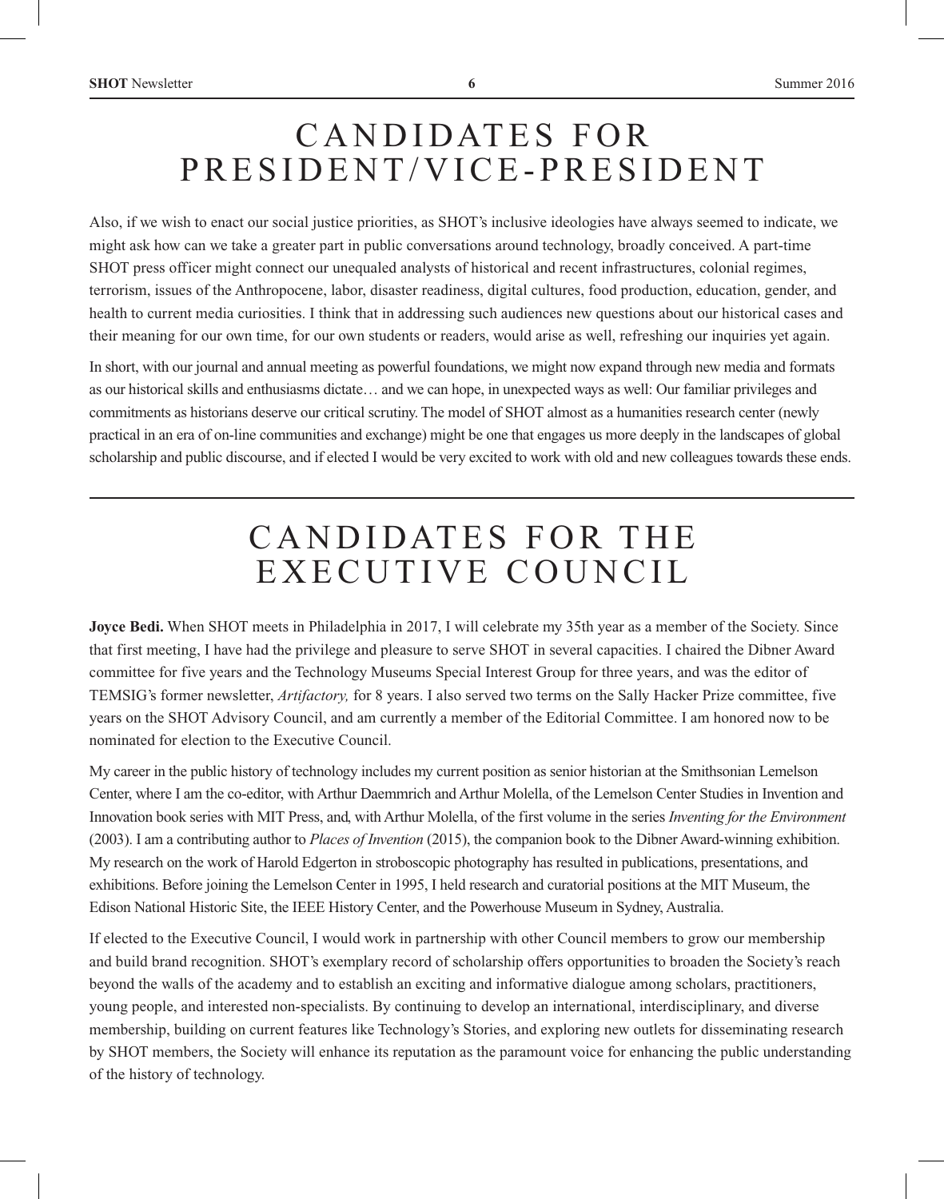# CANDIDATES FOR PRESIDENT/VICE-PRESIDENT

Also, if we wish to enact our social justice priorities, as SHOT's inclusive ideologies have always seemed to indicate, we might ask how can we take a greater part in public conversations around technology, broadly conceived. A part-time SHOT press officer might connect our unequaled analysts of historical and recent infrastructures, colonial regimes, terrorism, issues of the Anthropocene, labor, disaster readiness, digital cultures, food production, education, gender, and health to current media curiosities. I think that in addressing such audiences new questions about our historical cases and their meaning for our own time, for our own students or readers, would arise as well, refreshing our inquiries yet again.

In short, with our journal and annual meeting as powerful foundations, we might now expand through new media and formats as our historical skills and enthusiasms dictate… and we can hope, in unexpected ways as well: Our familiar privileges and commitments as historians deserve our critical scrutiny. The model of SHOT almost as a humanities research center (newly practical in an era of on-line communities and exchange) might be one that engages us more deeply in the landscapes of global scholarship and public discourse, and if elected I would be very excited to work with old and new colleagues towards these ends.

# CANDIDATES FOR THE EXECUTIVE COUNCIL

**Joyce Bedi.** When SHOT meets in Philadelphia in 2017, I will celebrate my 35th year as a member of the Society. Since that first meeting, I have had the privilege and pleasure to serve SHOT in several capacities. I chaired the Dibner Award committee for five years and the Technology Museums Special Interest Group for three years, and was the editor of TEMSIG's former newsletter, *Artifactory,* for 8 years. I also served two terms on the Sally Hacker Prize committee, five years on the SHOT Advisory Council, and am currently a member of the Editorial Committee. I am honored now to be nominated for election to the Executive Council.

My career in the public history of technology includes my current position as senior historian at the Smithsonian Lemelson Center, where I am the co-editor, with Arthur Daemmrich and Arthur Molella, of the Lemelson Center Studies in Invention and Innovation book series with MIT Press, and, with Arthur Molella, of the first volume in the series *Inventing for the Environment* (2003). I am a contributing author to *Places of Invention* (2015), the companion book to the Dibner Award-winning exhibition. My research on the work of Harold Edgerton in stroboscopic photography has resulted in publications, presentations, and exhibitions. Before joining the Lemelson Center in 1995, I held research and curatorial positions at the MIT Museum, the Edison National Historic Site, the IEEE History Center, and the Powerhouse Museum in Sydney, Australia.

If elected to the Executive Council, I would work in partnership with other Council members to grow our membership and build brand recognition. SHOT's exemplary record of scholarship offers opportunities to broaden the Society's reach beyond the walls of the academy and to establish an exciting and informative dialogue among scholars, practitioners, young people, and interested non-specialists. By continuing to develop an international, interdisciplinary, and diverse membership, building on current features like Technology's Stories, and exploring new outlets for disseminating research by SHOT members, the Society will enhance its reputation as the paramount voice for enhancing the public understanding of the history of technology.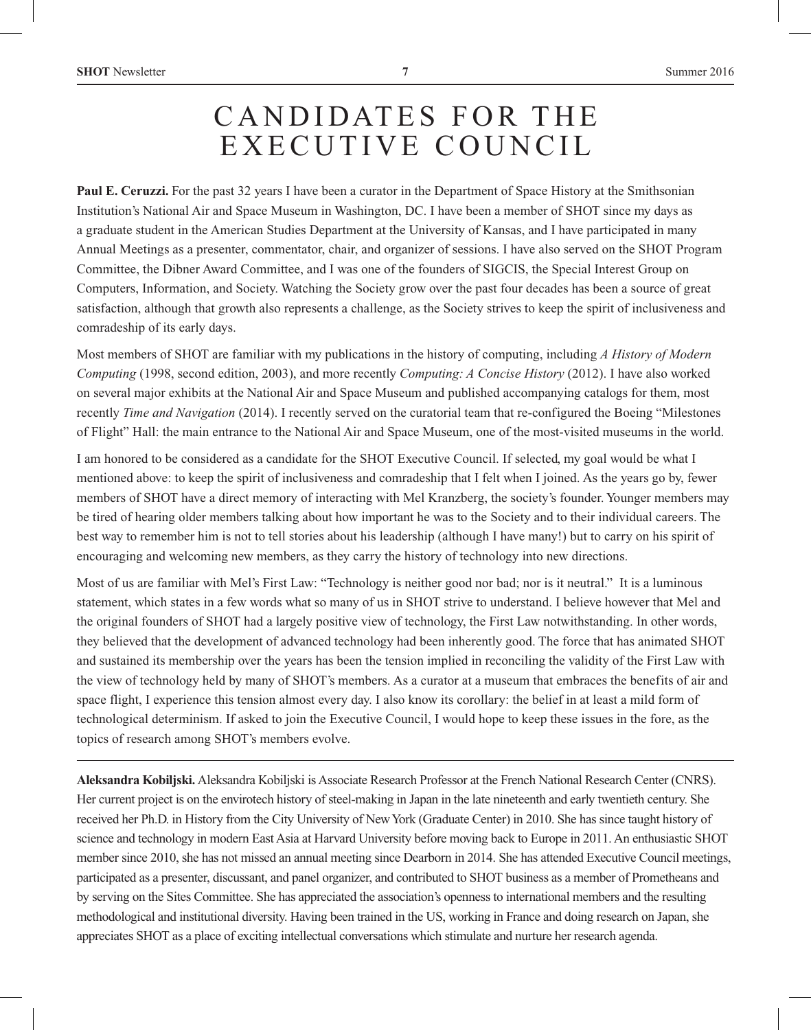# CANDIDATES FOR THE EXECUTIVE COUNCIL

**Paul E. Ceruzzi.** For the past 32 years I have been a curator in the Department of Space History at the Smithsonian Institution's National Air and Space Museum in Washington, DC. I have been a member of SHOT since my days as a graduate student in the American Studies Department at the University of Kansas, and I have participated in many Annual Meetings as a presenter, commentator, chair, and organizer of sessions. I have also served on the SHOT Program Committee, the Dibner Award Committee, and I was one of the founders of SIGCIS, the Special Interest Group on Computers, Information, and Society. Watching the Society grow over the past four decades has been a source of great satisfaction, although that growth also represents a challenge, as the Society strives to keep the spirit of inclusiveness and comradeship of its early days.

Most members of SHOT are familiar with my publications in the history of computing, including *A History of Modern Computing* (1998, second edition, 2003), and more recently *Computing: A Concise History* (2012). I have also worked on several major exhibits at the National Air and Space Museum and published accompanying catalogs for them, most recently *Time and Navigation* (2014). I recently served on the curatorial team that re-configured the Boeing "Milestones of Flight" Hall: the main entrance to the National Air and Space Museum, one of the most-visited museums in the world.

I am honored to be considered as a candidate for the SHOT Executive Council. If selected, my goal would be what I mentioned above: to keep the spirit of inclusiveness and comradeship that I felt when I joined. As the years go by, fewer members of SHOT have a direct memory of interacting with Mel Kranzberg, the society's founder. Younger members may be tired of hearing older members talking about how important he was to the Society and to their individual careers. The best way to remember him is not to tell stories about his leadership (although I have many!) but to carry on his spirit of encouraging and welcoming new members, as they carry the history of technology into new directions.

Most of us are familiar with Mel's First Law: "Technology is neither good nor bad; nor is it neutral." It is a luminous statement, which states in a few words what so many of us in SHOT strive to understand. I believe however that Mel and the original founders of SHOT had a largely positive view of technology, the First Law notwithstanding. In other words, they believed that the development of advanced technology had been inherently good. The force that has animated SHOT and sustained its membership over the years has been the tension implied in reconciling the validity of the First Law with the view of technology held by many of SHOT's members. As a curator at a museum that embraces the benefits of air and space flight, I experience this tension almost every day. I also know its corollary: the belief in at least a mild form of technological determinism. If asked to join the Executive Council, I would hope to keep these issues in the fore, as the topics of research among SHOT's members evolve.

---

**Aleksandra Kobiljski.** Aleksandra Kobiljski is Associate Research Professor at the French National Research Center (CNRS). Her current project is on the envirotech history of steel-making in Japan in the late nineteenth and early twentieth century. She received her Ph.D. in History from the City University of New York (Graduate Center) in 2010. She has since taught history of science and technology in modern East Asia at Harvard University before moving back to Europe in 2011. An enthusiastic SHOT member since 2010, she has not missed an annual meeting since Dearborn in 2014. She has attended Executive Council meetings, participated as a presenter, discussant, and panel organizer, and contributed to SHOT business as a member of Prometheans and by serving on the Sites Committee. She has appreciated the association's openness to international members and the resulting methodological and institutional diversity. Having been trained in the US, working in France and doing research on Japan, she appreciates SHOT as a place of exciting intellectual conversations which stimulate and nurture her research agenda.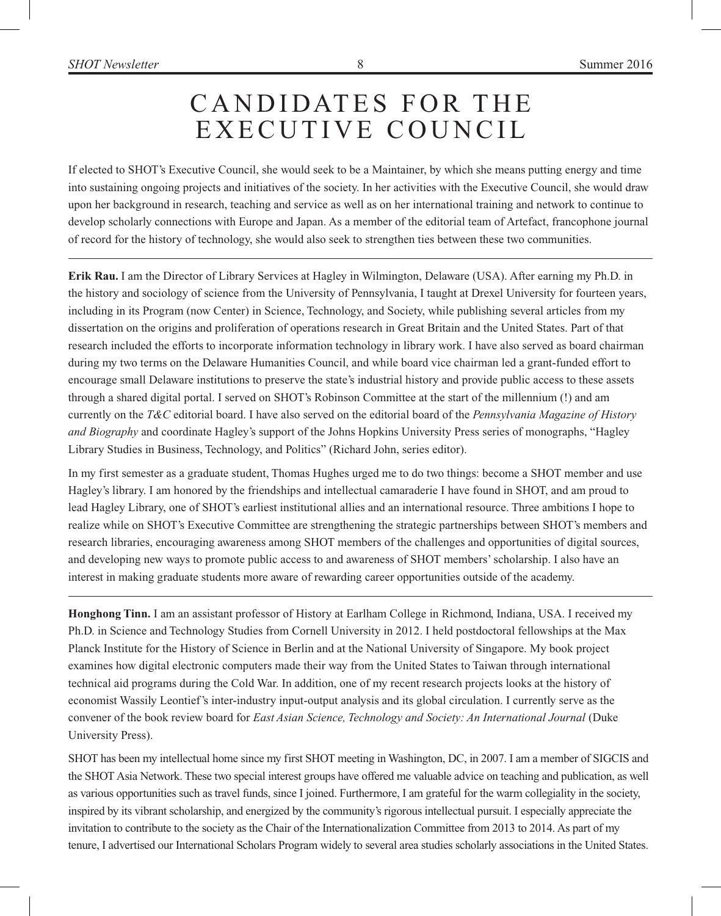# CANDIDATES FOR THE EXECUTIVE COUNCIL

If elected to SHOT's Executive Council, she would seek to be a Maintainer, by which she means putting energy and time into sustaining ongoing projects and initiatives of the society. In her activities with the Executive Council, she would draw upon her background in research, teaching and service as well as on her international training and network to continue to develop scholarly connections with Europe and Japan. As a member of the editorial team of Artefact, francophone journal of record for the history of technology, she would also seek to strengthen ties between these two communities.

---

**Erik Rau.** I am the Director of Library Services at Hagley in Wilmington, Delaware (USA). After earning my Ph.D. in the history and sociology of science from the University of Pennsylvania, I taught at Drexel University for fourteen years, including in its Program (now Center) in Science, Technology, and Society, while publishing several articles from my dissertation on the origins and proliferation of operations research in Great Britain and the United States. Part of that research included the efforts to incorporate information technology in library work. I have also served as board chairman during my two terms on the Delaware Humanities Council, and while board vice chairman led a grant-funded effort to encourage small Delaware institutions to preserve the state's industrial history and provide public access to these assets through a shared digital portal. I served on SHOT's Robinson Committee at the start of the millennium (!) and am currently on the *T&C* editorial board. I have also served on the editorial board of the *Pennsylvania Magazine of History and Biography* and coordinate Hagley's support of the Johns Hopkins University Press series of monographs, "Hagley Library Studies in Business, Technology, and Politics" (Richard John, series editor).

In my first semester as a graduate student, Thomas Hughes urged me to do two things: become a SHOT member and use Hagley's library. I am honored by the friendships and intellectual camaraderie I have found in SHOT, and am proud to lead Hagley Library, one of SHOT's earliest institutional allies and an international resource. Three ambitions I hope to realize while on SHOT's Executive Committee are strengthening the strategic partnerships between SHOT's members and research libraries, encouraging awareness among SHOT members of the challenges and opportunities of digital sources, and developing new ways to promote public access to and awareness of SHOT members' scholarship. I also have an interest in making graduate students more aware of rewarding career opportunities outside of the academy.

---

**Honghong Tinn.** I am an assistant professor of History at Earlham College in Richmond, Indiana, USA. I received my Ph.D. in Science and Technology Studies from Cornell University in 2012. I held postdoctoral fellowships at the Max Planck Institute for the History of Science in Berlin and at the National University of Singapore. My book project examines how digital electronic computers made their way from the United States to Taiwan through international technical aid programs during the Cold War. In addition, one of my recent research projects looks at the history of economist Wassily Leontief's inter-industry input-output analysis and its global circulation. I currently serve as the convener of the book review board for *East Asian Science, Technology and Society: An International Journal* (Duke University Press).

SHOT has been my intellectual home since my first SHOT meeting in Washington, DC, in 2007. I am a member of SIGCIS and the SHOT Asia Network. These two special interest groups have offered me valuable advice on teaching and publication, as well as various opportunities such as travel funds, since I joined. Furthermore, I am grateful for the warm collegiality in the society, inspired by its vibrant scholarship, and energized by the community's rigorous intellectual pursuit. I especially appreciate the invitation to contribute to the society as the Chair of the Internationalization Committee from 2013 to 2014. As part of my tenure, I advertised our International Scholars Program widely to several area studies scholarly associations in the United States.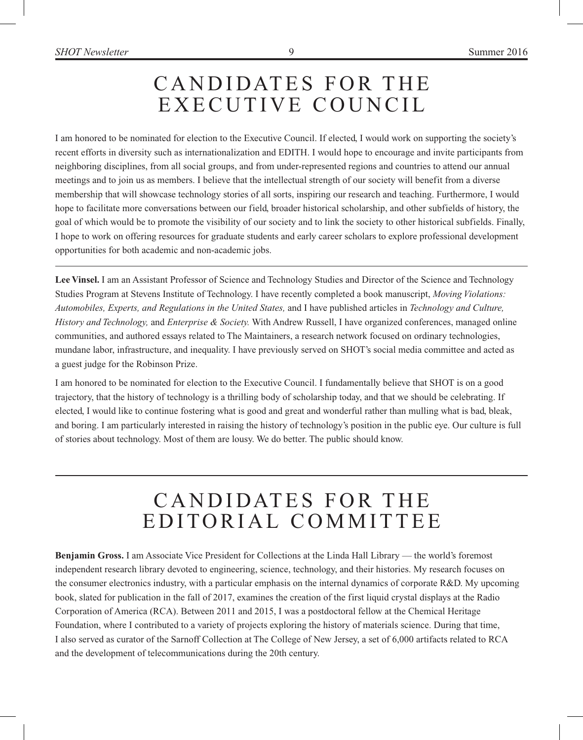# CANDIDATES FOR THE EXECUTIVE COUNCIL

I am honored to be nominated for election to the Executive Council. If elected, I would work on supporting the society's recent efforts in diversity such as internationalization and EDITH. I would hope to encourage and invite participants from neighboring disciplines, from all social groups, and from under-represented regions and countries to attend our annual meetings and to join us as members. I believe that the intellectual strength of our society will benefit from a diverse membership that will showcase technology stories of all sorts, inspiring our research and teaching. Furthermore, I would hope to facilitate more conversations between our field, broader historical scholarship, and other subfields of history, the goal of which would be to promote the visibility of our society and to link the society to other historical subfields. Finally, I hope to work on offering resources for graduate students and early career scholars to explore professional development opportunities for both academic and non-academic jobs.

---

**Lee Vinsel.** I am an Assistant Professor of Science and Technology Studies and Director of the Science and Technology Studies Program at Stevens Institute of Technology. I have recently completed a book manuscript, *Moving Violations: Automobiles, Experts, and Regulations in the United States,* and I have published articles in *Technology and Culture, History and Technology,* and *Enterprise & Society.* With Andrew Russell, I have organized conferences, managed online communities, and authored essays related to The Maintainers, a research network focused on ordinary technologies, mundane labor, infrastructure, and inequality. I have previously served on SHOT's social media committee and acted as a guest judge for the Robinson Prize.

I am honored to be nominated for election to the Executive Council. I fundamentally believe that SHOT is on a good trajectory, that the history of technology is a thrilling body of scholarship today, and that we should be celebrating. If elected, I would like to continue fostering what is good and great and wonderful rather than mulling what is bad, bleak, and boring. I am particularly interested in raising the history of technology's position in the public eye. Our culture is full of stories about technology. Most of them are lousy. We do better. The public should know.

---

# CANDIDATES FOR THE EDITORIAL COMMITTEE

**Benjamin Gross.** I am Associate Vice President for Collections at the Linda Hall Library — the world's foremost independent research library devoted to engineering, science, technology, and their histories. My research focuses on the consumer electronics industry, with a particular emphasis on the internal dynamics of corporate R&D. My upcoming book, slated for publication in the fall of 2017, examines the creation of the first liquid crystal displays at the Radio Corporation of America (RCA). Between 2011 and 2015, I was a postdoctoral fellow at the Chemical Heritage Foundation, where I contributed to a variety of projects exploring the history of materials science. During that time, I also served as curator of the Sarnoff Collection at The College of New Jersey, a set of 6,000 artifacts related to RCA and the development of telecommunications during the 20th century.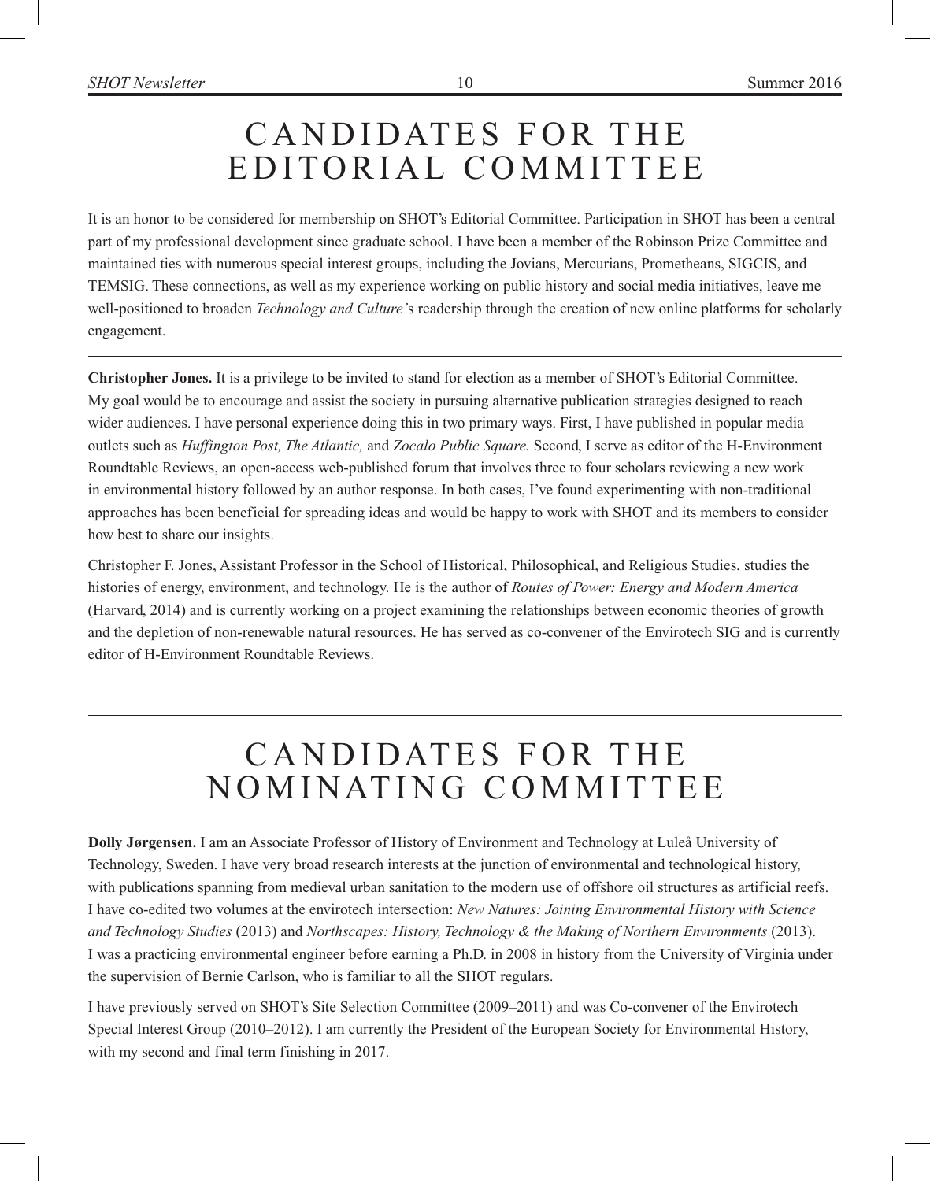# CANDIDATES FOR THE EDITORIAL COMMITTEE

It is an honor to be considered for membership on SHOT's Editorial Committee. Participation in SHOT has been a central part of my professional development since graduate school. I have been a member of the Robinson Prize Committee and maintained ties with numerous special interest groups, including the Jovians, Mercurians, Prometheans, SIGCIS, and TEMSIG. These connections, as well as my experience working on public history and social media initiatives, leave me well-positioned to broaden *Technology and Culture'*s readership through the creation of new online platforms for scholarly engagement.

---

**Christopher Jones.** It is a privilege to be invited to stand for election as a member of SHOT's Editorial Committee. My goal would be to encourage and assist the society in pursuing alternative publication strategies designed to reach wider audiences. I have personal experience doing this in two primary ways. First, I have published in popular media outlets such as *Huffington Post, The Atlantic,* and *Zocalo Public Square.* Second, I serve as editor of the H-Environment Roundtable Reviews, an open-access web-published forum that involves three to four scholars reviewing a new work in environmental history followed by an author response. In both cases, I've found experimenting with non-traditional approaches has been beneficial for spreading ideas and would be happy to work with SHOT and its members to consider how best to share our insights.

Christopher F. Jones, Assistant Professor in the School of Historical, Philosophical, and Religious Studies, studies the histories of energy, environment, and technology. He is the author of *Routes of Power: Energy and Modern America* (Harvard, 2014) and is currently working on a project examining the relationships between economic theories of growth and the depletion of non-renewable natural resources. He has served as co-convener of the Envirotech SIG and is currently editor of H-Environment Roundtable Reviews.

---

# CANDIDATES FOR THE NOMINATING COMMITTEE

**Dolly Jørgensen.** I am an Associate Professor of History of Environment and Technology at Luleå University of Technology, Sweden. I have very broad research interests at the junction of environmental and technological history, with publications spanning from medieval urban sanitation to the modern use of offshore oil structures as artificial reefs. I have co-edited two volumes at the envirotech intersection: *New Natures: Joining Environmental History with Science and Technology Studies* (2013) and *Northscapes: History, Technology & the Making of Northern Environments* (2013). I was a practicing environmental engineer before earning a Ph.D. in 2008 in history from the University of Virginia under the supervision of Bernie Carlson, who is familiar to all the SHOT regulars.

I have previously served on SHOT's Site Selection Committee (2009–2011) and was Co-convener of the Envirotech Special Interest Group (2010–2012). I am currently the President of the European Society for Environmental History, with my second and final term finishing in 2017.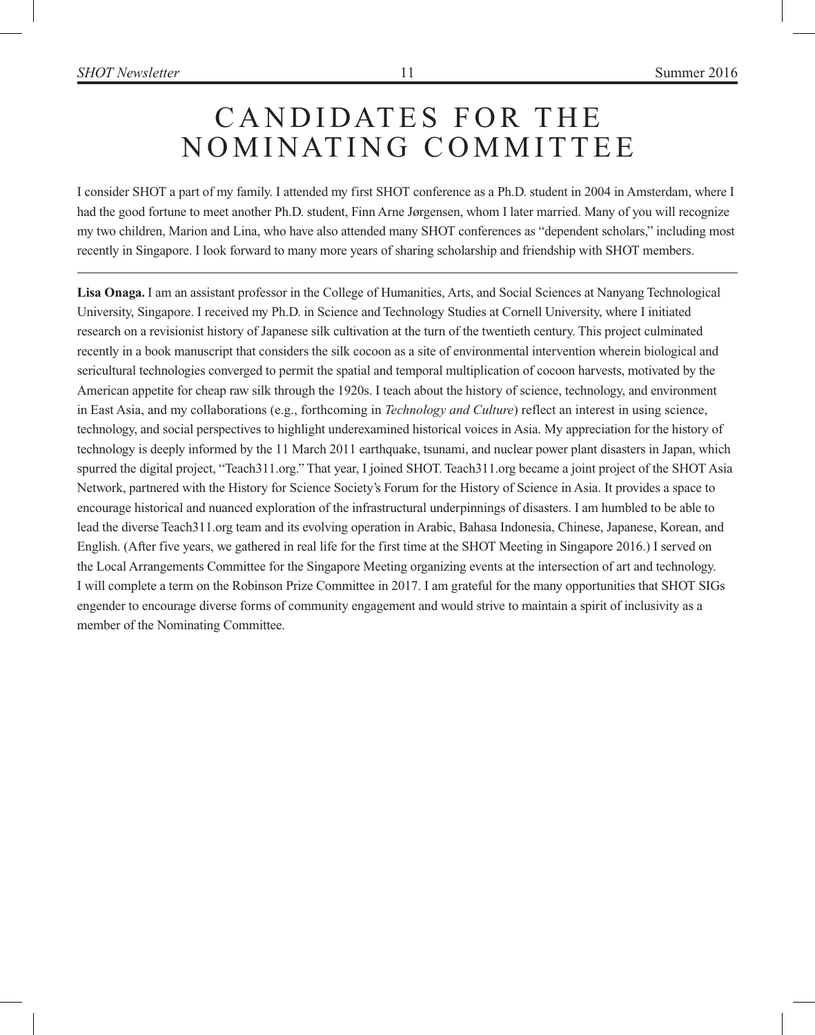# CANDIDATES FOR THE NOMINATING COMMITTEE

I consider SHOT a part of my family. I attended my first SHOT conference as a Ph.D. student in 2004 in Amsterdam, where I had the good fortune to meet another Ph.D. student, Finn Arne Jørgensen, whom I later married. Many of you will recognize my two children, Marion and Lina, who have also attended many SHOT conferences as "dependent scholars," including most recently in Singapore. I look forward to many more years of sharing scholarship and friendship with SHOT members.

---

**Lisa Onaga.** I am an assistant professor in the College of Humanities, Arts, and Social Sciences at Nanyang Technological University, Singapore. I received my Ph.D. in Science and Technology Studies at Cornell University, where I initiated research on a revisionist history of Japanese silk cultivation at the turn of the twentieth century. This project culminated recently in a book manuscript that considers the silk cocoon as a site of environmental intervention wherein biological and sericultural technologies converged to permit the spatial and temporal multiplication of cocoon harvests, motivated by the American appetite for cheap raw silk through the 1920s. I teach about the history of science, technology, and environment in East Asia, and my collaborations (e.g., forthcoming in *Technology and Culture*) reflect an interest in using science, technology, and social perspectives to highlight underexamined historical voices in Asia. My appreciation for the history of technology is deeply informed by the 11 March 2011 earthquake, tsunami, and nuclear power plant disasters in Japan, which spurred the digital project, "Teach311.org." That year, I joined SHOT. Teach311.org became a joint project of the SHOT Asia Network, partnered with the History for Science Society's Forum for the History of Science in Asia. It provides a space to encourage historical and nuanced exploration of the infrastructural underpinnings of disasters. I am humbled to be able to lead the diverse Teach311.org team and its evolving operation in Arabic, Bahasa Indonesia, Chinese, Japanese, Korean, and English. (After five years, we gathered in real life for the first time at the SHOT Meeting in Singapore 2016.) I served on the Local Arrangements Committee for the Singapore Meeting organizing events at the intersection of art and technology. I will complete a term on the Robinson Prize Committee in 2017. I am grateful for the many opportunities that SHOT SIGs engender to encourage diverse forms of community engagement and would strive to maintain a spirit of inclusivity as a member of the Nominating Committee.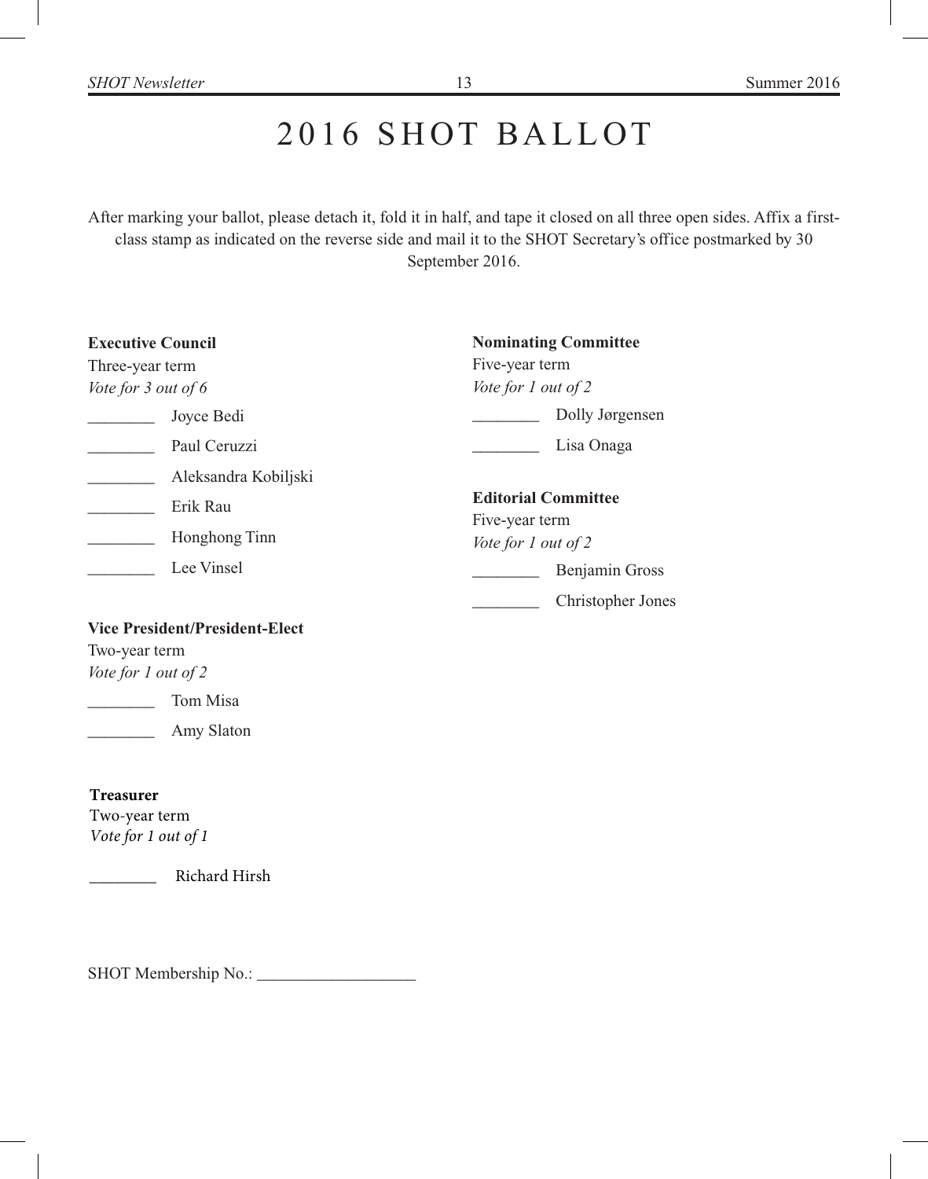# 2016 SHOT BALLOT

After marking your ballot, please detach it, fold it in half, and tape it closed on all three open sides. Affix a first-class stamp as indicated on the reverse side and mail it to the SHOT Secretary's office postmarked by 30 September 2016.

**Executive Council**
Three-year term
*Vote for 3 out of 6*

________ Joyce Bedi

________ Paul Ceruzzi

________ Aleksandra Kobiljski

________ Erik Rau

________ Honghong Tinn

________ Lee Vinsel

**Vice President/President-Elect**
Two-year term
*Vote for 1 out of 2*

________ Tom Misa

________ Amy Slaton

**Treasurer**
Two-year term
*Vote for 1 out of 1*

________ Richard Hirsh

**Nominating Committee**
Five-year term
*Vote for 1 out of 2*

________ Dolly Jørgensen

________ Lisa Onaga

**Editorial Committee**
Five-year term
*Vote for 1 out of 2*

________ Benjamin Gross

________ Christopher Jones

SHOT Membership No.: ___________________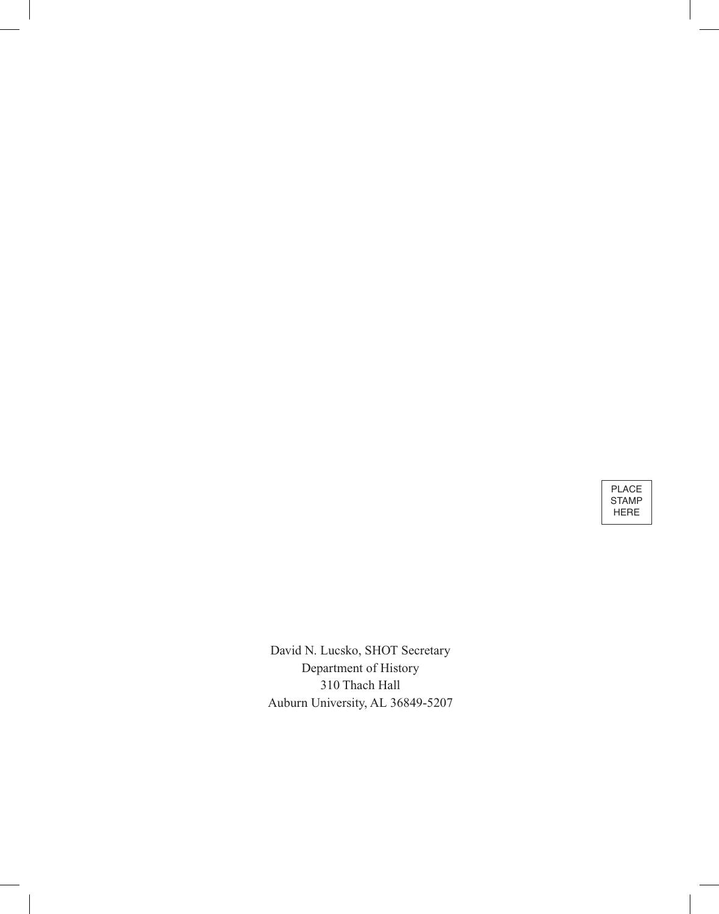PLACE
STAMP
HERE

David N. Lucsko, SHOT Secretary
Department of History
310 Thach Hall
Auburn University, AL 36849-5207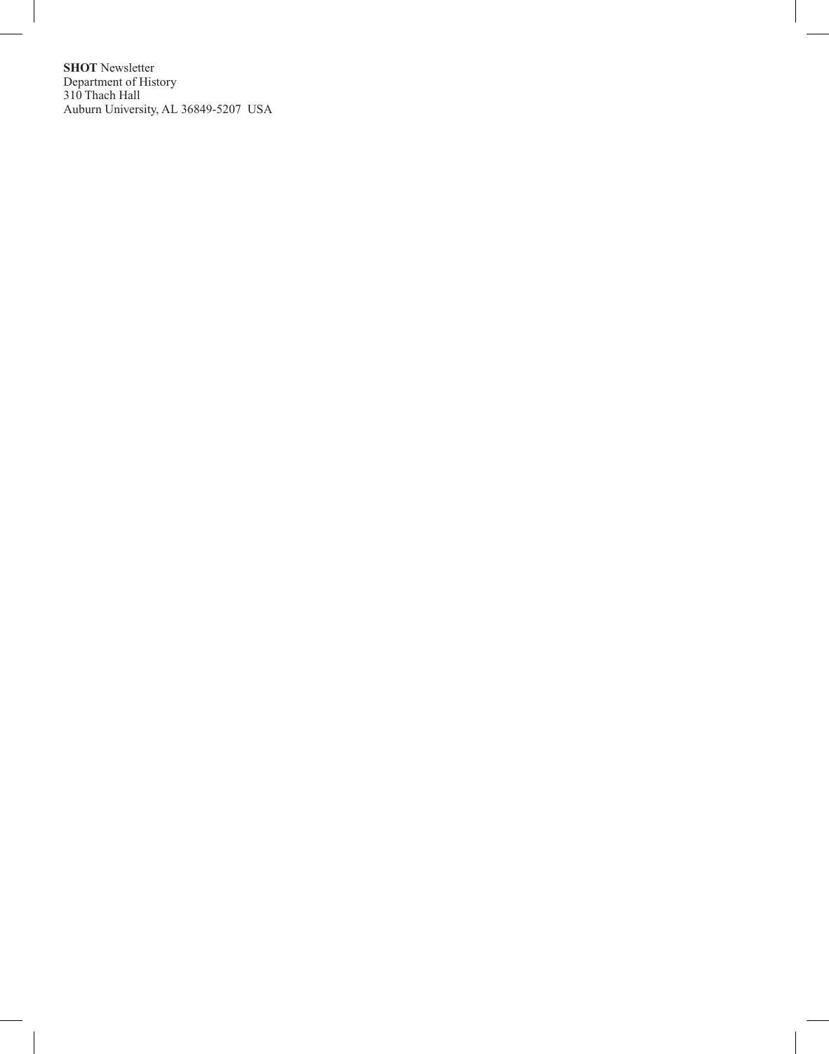**SHOT** Newsletter
Department of History
310 Thach Hall
Auburn University, AL 36849-5207  USA